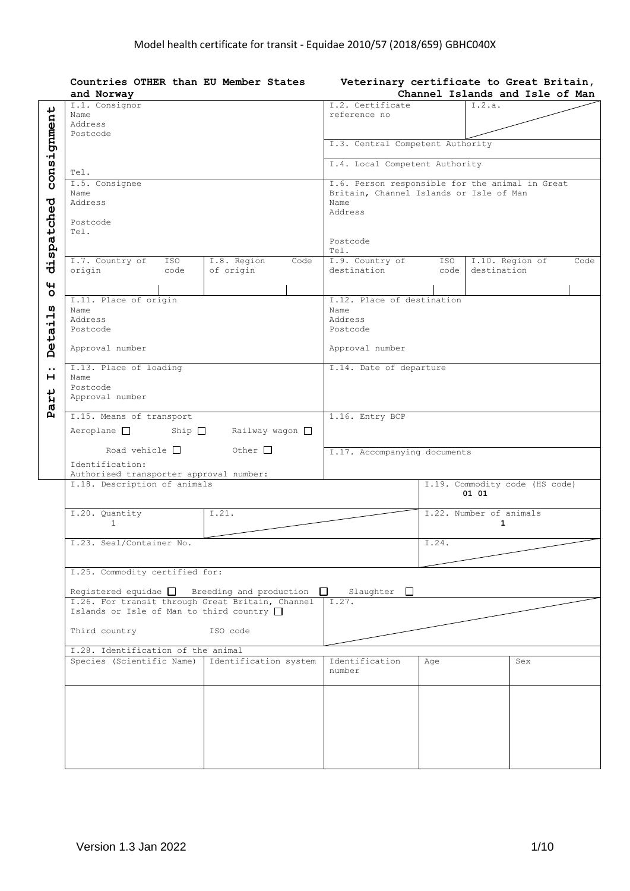# Model health certificate for transit - Equidae 2010/57 (2018/659) GBHC040X

**Countries OTHER than EU Member States and Norway**

**Veterinary certificate to Great Britain, Channel Islands and Isle of Man**

**Part I: Details of dispatched consignment**

| | | | |
|---|---|---|---|
| I.1. Consignor<br>Name<br>Address<br>Postcode<br><br>Tel. | | I.2. Certificate reference no | I.2.a. |
| | | I.3. Central Competent Authority | |
| | | I.4. Local Competent Authority | |
| I.5. Consignee<br>Name<br>Address<br><br>Postcode<br>Tel. | | I.6. Person responsible for the animal in Great Britain, Channel Islands or Isle of Man<br>Name<br>Address<br><br>Postcode<br>Tel. | |
| I.7. Country of origin / ISO code | I.8. Region of origin / Code | I.9. Country of destination / ISO code | I.10. Region of destination / Code |
| I.11. Place of origin<br>Name<br>Address<br>Postcode<br><br>Approval number | | I.12. Place of destination<br>Name<br>Address<br>Postcode<br><br>Approval number | |
| I.13. Place of loading<br>Name<br>Postcode<br>Approval number | | I.14. Date of departure | |
| I.15. Means of transport<br>Aeroplane ☐ Ship ☐ Railway wagon ☐<br>Road vehicle ☐ Other ☐<br>Identification:<br>Authorised transporter approval number: | | 1.16. Entry BCP | |
| | | I.17. Accompanying documents | |
| I.18. Description of animals | | | I.19. Commodity code (HS code)<br>**01 01** |
| I.20. Quantity<br>1 | I.21. | | I.22. Number of animals<br>**1** |
| I.23. Seal/Container No. | | | I.24. |
| I.25. Commodity certified for:<br>Registered equidae ☐ Breeding and production ☐ Slaughter ☐ | | | |
| I.26. For transit through Great Britain, Channel Islands or Isle of Man to third country ☐<br><br>Third country ISO code | | I.27. | |

I.28. Identification of the animal

| Species (Scientific Name) | Identification system | Identification number | Age | Sex |
|---|---|---|---|---|
| | | | | |

Version 1.3 Jan 2022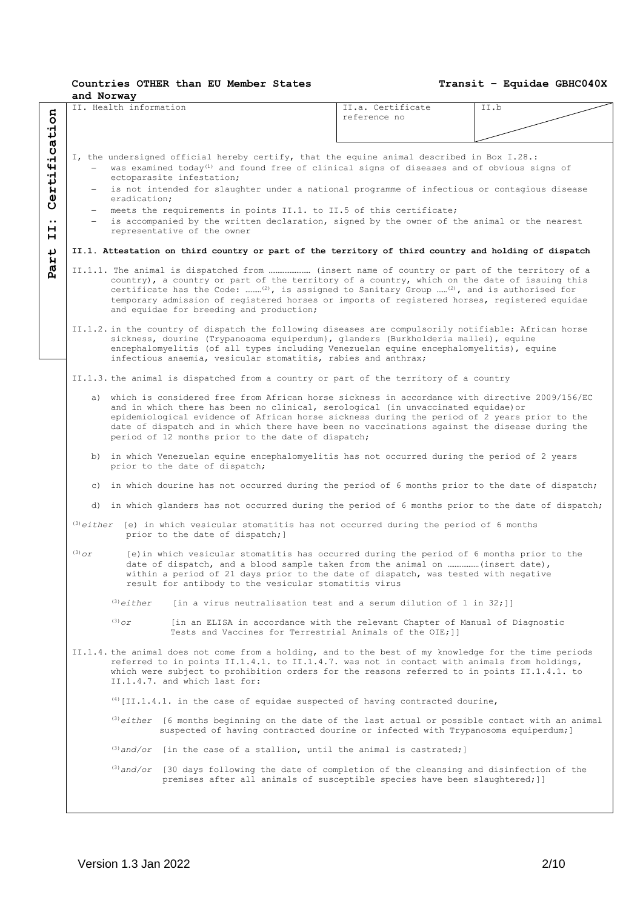**Countries OTHER than EU Member States and Norway** **Transit – Equidae GBHC040X**

| II. Health information | II.a. Certificate reference no | II.b |
|---|---|---|

**Part II: Certification**

I, the undersigned official hereby certify, that the equine animal described in Box I.28.:

- was examined today[1] and found free of clinical signs of diseases and of obvious signs of ectoparasite infestation;
- is not intended for slaughter under a national programme of infectious or contagious disease eradication;
- meets the requirements in points II.1. to II.5 of this certificate;
- is accompanied by the written declaration, signed by the owner of the animal or the nearest representative of the owner

**II.1. Attestation on third country or part of the territory of third country and holding of dispatch**

II.1.1. The animal is dispatched from …………………… (insert name of country or part of the territory of a country), a country or part of the territory of a country, which on the date of issuing this certificate has the Code: ………[2], is assigned to Sanitary Group ……[2], and is authorised for temporary admission of registered horses or imports of registered horses, registered equidae and equidae for breeding and production;

II.1.2. in the country of dispatch the following diseases are compulsorily notifiable: African horse sickness, dourine (Trypanosoma equiperdum}, glanders (Burkholderia mallei), equine encephalomyelitis (of all types including Venezuelan equine encephalomyelitis), equine infectious anaemia, vesicular stomatitis, rabies and anthrax;

II.1.3. the animal is dispatched from a country or part of the territory of a country

a) which is considered free from African horse sickness in accordance with directive 2009/156/EC and in which there has been no clinical, serological (in unvaccinated equidae)or epidemiological evidence of African horse sickness during the period of 2 years prior to the date of dispatch and in which there have been no vaccinations against the disease during the period of 12 months prior to the date of dispatch;

b) in which Venezuelan equine encephalomyelitis has not occurred during the period of 2 years prior to the date of dispatch;

c) in which dourine has not occurred during the period of 6 months prior to the date of dispatch;

d) in which glanders has not occurred during the period of 6 months prior to the date of dispatch;

[3]*either* [e) in which vesicular stomatitis has not occurred during the period of 6 months prior to the date of dispatch;]

[3]*or* [e)in which vesicular stomatitis has occurred during the period of 6 months prior to the date of dispatch, and a blood sample taken from the animal on ………………(insert date), within a period of 21 days prior to the date of dispatch, was tested with negative result for antibody to the vesicular stomatitis virus

[3]*either* [in a virus neutralisation test and a serum dilution of 1 in 32;]]

[3]*or* [in an ELISA in accordance with the relevant Chapter of Manual of Diagnostic Tests and Vaccines for Terrestrial Animals of the OIE;]]

II.1.4. the animal does not come from a holding, and to the best of my knowledge for the time periods referred to in points II.1.4.1. to II.1.4.7. was not in contact with animals from holdings, which were subject to prohibition orders for the reasons referred to in points II.1.4.1. to II.1.4.7. and which last for:

[4][II.1.4.1. in the case of equidae suspected of having contracted dourine,

[3]*either* [6 months beginning on the date of the last actual or possible contact with an animal suspected of having contracted dourine or infected with Trypanosoma equiperdum;]

[3]*and/or* [in the case of a stallion, until the animal is castrated;]

[3]*and/or* [30 days following the date of completion of the cleansing and disinfection of the premises after all animals of susceptible species have been slaughtered;]]

Version 1.3 Jan 2022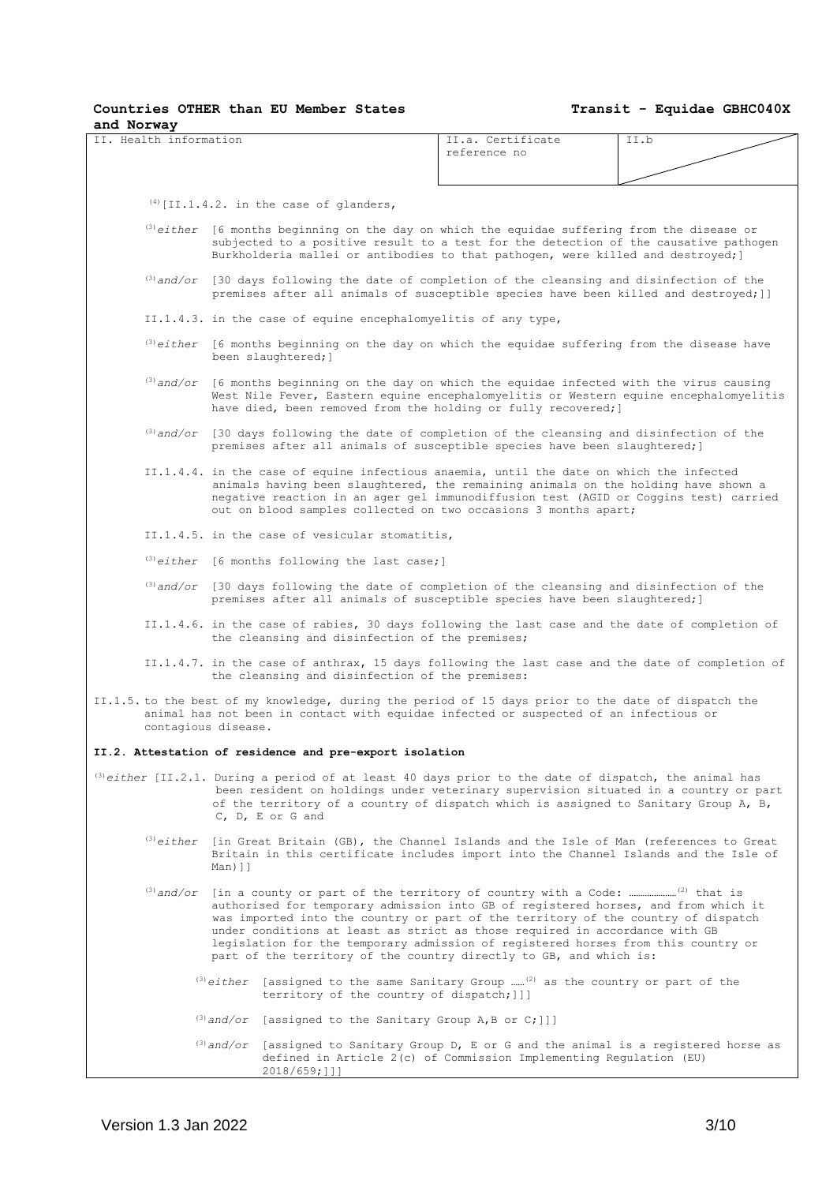| II. Health information | II.a. Certificate reference no | II.b |
|---|---|---|

[4][II.1.4.2. in the case of glanders,

[3]*either* [6 months beginning on the day on which the equidae suffering from the disease or subjected to a positive result to a test for the detection of the causative pathogen Burkholderia mallei or antibodies to that pathogen, were killed and destroyed;]

[3]*and/or* [30 days following the date of completion of the cleansing and disinfection of the premises after all animals of susceptible species have been killed and destroyed;]]

II.1.4.3. in the case of equine encephalomyelitis of any type,

[3]*either* [6 months beginning on the day on which the equidae suffering from the disease have been slaughtered;]

[3]*and/or* [6 months beginning on the day on which the equidae infected with the virus causing West Nile Fever, Eastern equine encephalomyelitis or Western equine encephalomyelitis have died, been removed from the holding or fully recovered;]

[3]*and/or* [30 days following the date of completion of the cleansing and disinfection of the premises after all animals of susceptible species have been slaughtered;]

II.1.4.4. in the case of equine infectious anaemia, until the date on which the infected animals having been slaughtered, the remaining animals on the holding have shown a negative reaction in an ager gel immunodiffusion test (AGID or Coggins test) carried out on blood samples collected on two occasions 3 months apart;

II.1.4.5. in the case of vesicular stomatitis,

[3]*either* [6 months following the last case;]

[3]*and/or* [30 days following the date of completion of the cleansing and disinfection of the premises after all animals of susceptible species have been slaughtered;]

II.1.4.6. in the case of rabies, 30 days following the last case and the date of completion of the cleansing and disinfection of the premises;

II.1.4.7. in the case of anthrax, 15 days following the last case and the date of completion of the cleansing and disinfection of the premises:

II.1.5. to the best of my knowledge, during the period of 15 days prior to the date of dispatch the animal has not been in contact with equidae infected or suspected of an infectious or contagious disease.

**II.2. Attestation of residence and pre-export isolation**

[3]*either* [II.2.1. During a period of at least 40 days prior to the date of dispatch, the animal has been resident on holdings under veterinary supervision situated in a country or part of the territory of a country of dispatch which is assigned to Sanitary Group A, B, C, D, E or G and

[3]*either* [in Great Britain (GB), the Channel Islands and the Isle of Man (references to Great Britain in this certificate includes import into the Channel Islands and the Isle of Man)]]

[3]*and/or* [in a county or part of the territory of country with a Code: …………………[2] that is authorised for temporary admission into GB of registered horses, and from which it was imported into the country or part of the territory of the country of dispatch under conditions at least as strict as those required in accordance with GB legislation for the temporary admission of registered horses from this country or part of the territory of the country directly to GB, and which is:

[3]*either* [assigned to the same Sanitary Group ……[2] as the country or part of the territory of the country of dispatch;]]]

[3]*and/or* [assigned to the Sanitary Group A,B or C;]]]

[3]*and/or* [assigned to Sanitary Group D, E or G and the animal is a registered horse as defined in Article 2(c) of Commission Implementing Regulation (EU) 2018/659;]]]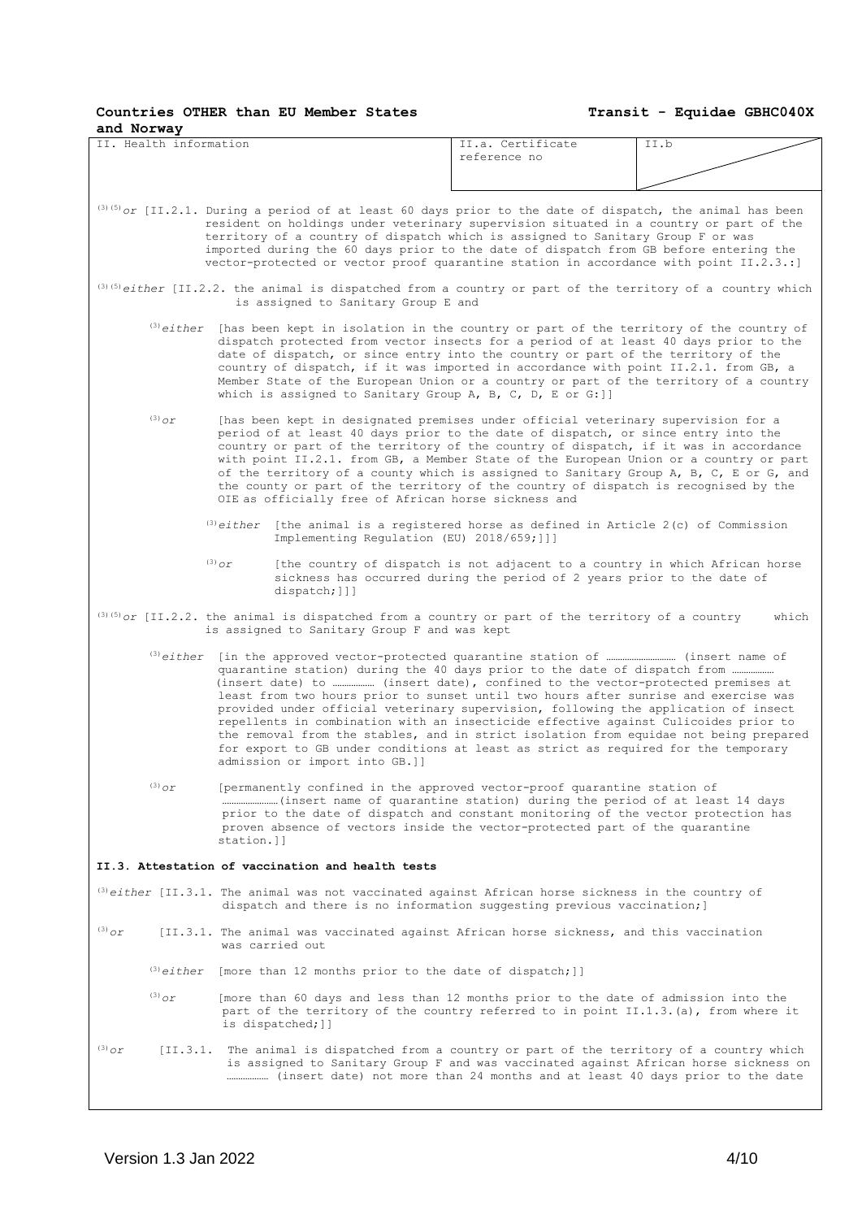| II. Health information | II.a. Certificate reference no | II.b |
|---|---|---|

[3][5]*or* [II.2.1. During a period of at least 60 days prior to the date of dispatch, the animal has been resident on holdings under veterinary supervision situated in a country or part of the territory of a country of dispatch which is assigned to Sanitary Group F or was imported during the 60 days prior to the date of dispatch from GB before entering the vector-protected or vector proof quarantine station in accordance with point II.2.3.:]

[3][5]*either* [II.2.2. the animal is dispatched from a country or part of the territory of a country which is assigned to Sanitary Group E and

[3]*either* [has been kept in isolation in the country or part of the territory of the country of dispatch protected from vector insects for a period of at least 40 days prior to the date of dispatch, or since entry into the country or part of the territory of the country of dispatch, if it was imported in accordance with point II.2.1. from GB, a Member State of the European Union or a country or part of the territory of a country which is assigned to Sanitary Group A, B, C, D, E or G:]]

[3]*or* [has been kept in designated premises under official veterinary supervision for a period of at least 40 days prior to the date of dispatch, or since entry into the country or part of the territory of the country of dispatch, if it was in accordance with point II.2.1. from GB, a Member State of the European Union or a country or part of the territory of a county which is assigned to Sanitary Group A, B, C, E or G, and the county or part of the territory of the country of dispatch is recognised by the OIE as officially free of African horse sickness and

[3]*either* [the animal is a registered horse as defined in Article 2(c) of Commission Implementing Regulation (EU) 2018/659;]]]

[3]*or* [the country of dispatch is not adjacent to a country in which African horse sickness has occurred during the period of 2 years prior to the date of dispatch;]]]

[3][5]*or* [II.2.2. the animal is dispatched from a country or part of the territory of a country which is assigned to Sanitary Group F and was kept

[3]*either* [in the approved vector-protected quarantine station of ……………………… (insert name of quarantine station) during the 40 days prior to the date of dispatch from …………… (insert date) to …………… (insert date), confined to the vector-protected premises at least from two hours prior to sunset until two hours after sunrise and exercise was provided under official veterinary supervision, following the application of insect repellents in combination with an insecticide effective against Culicoides prior to the removal from the stables, and in strict isolation from equidae not being prepared for export to GB under conditions at least as strict as required for the temporary admission or import into GB.]]

[3]*or* [permanently confined in the approved vector-proof quarantine station of ………………… (insert name of quarantine station) during the period of at least 14 days prior to the date of dispatch and constant monitoring of the vector protection has proven absence of vectors inside the vector-protected part of the quarantine station.]]

**II.3. Attestation of vaccination and health tests**

[3]*either* [II.3.1. The animal was not vaccinated against African horse sickness in the country of dispatch and there is no information suggesting previous vaccination;]

[3]*or* [II.3.1. The animal was vaccinated against African horse sickness, and this vaccination was carried out

[3]*either* [more than 12 months prior to the date of dispatch;]]

[3]*or* [more than 60 days and less than 12 months prior to the date of admission into the part of the territory of the country referred to in point II.1.3.(a), from where it is dispatched;]]

[3]*or* [II.3.1. The animal is dispatched from a country or part of the territory of a country which is assigned to Sanitary Group F and was vaccinated against African horse sickness on …………… (insert date) not more than 24 months and at least 40 days prior to the date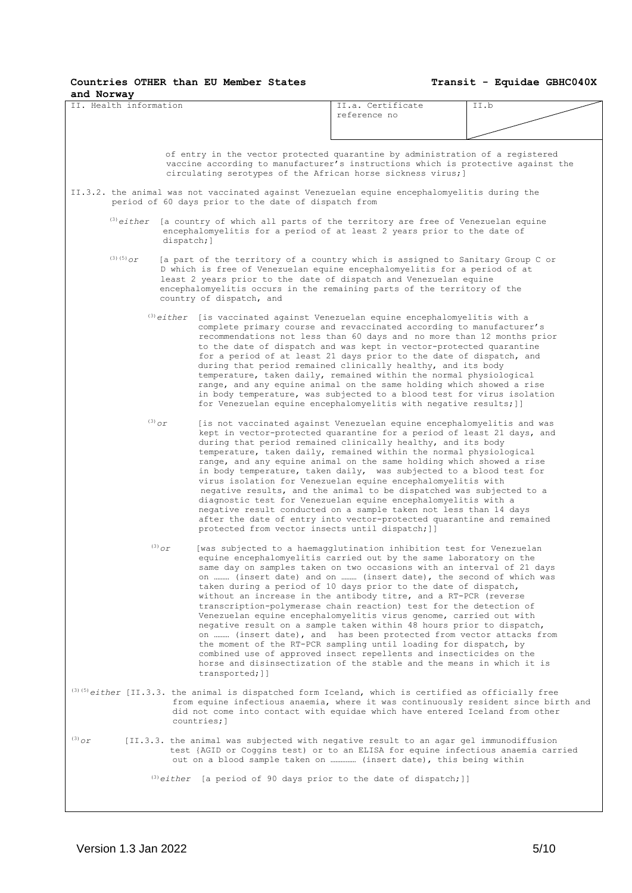| II. Health information | II.a. Certificate reference no | II.b |
|---|---|---|

of entry in the vector protected quarantine by administration of a registered vaccine according to manufacturer's instructions which is protective against the circulating serotypes of the African horse sickness virus;]

II.3.2. the animal was not vaccinated against Venezuelan equine encephalomyelitis during the period of 60 days prior to the date of dispatch from

(3)*either* [a country of which all parts of the territory are free of Venezuelan equine encephalomyelitis for a period of at least 2 years prior to the date of dispatch;]

(3)(5)*or* [a part of the territory of a country which is assigned to Sanitary Group C or D which is free of Venezuelan equine encephalomyelitis for a period of at least 2 years prior to the date of dispatch and Venezuelan equine encephalomyelitis occurs in the remaining parts of the territory of the country of dispatch, and

(3)*either* [is vaccinated against Venezuelan equine encephalomyelitis with a complete primary course and revaccinated according to manufacturer's recommendations not less than 60 days and no more than 12 months prior to the date of dispatch and was kept in vector-protected quarantine for a period of at least 21 days prior to the date of dispatch, and during that period remained clinically healthy, and its body temperature, taken daily, remained within the normal physiological range, and any equine animal on the same holding which showed a rise in body temperature, was subjected to a blood test for virus isolation for Venezuelan equine encephalomyelitis with negative results;]]

(3)*or* [is not vaccinated against Venezuelan equine encephalomyelitis and was kept in vector-protected quarantine for a period of least 21 days, and during that period remained clinically healthy, and its body temperature, taken daily, remained within the normal physiological range, and any equine animal on the same holding which showed a rise in body temperature, taken daily, was subjected to a blood test for virus isolation for Venezuelan equine encephalomyelitis with negative results, and the animal to be dispatched was subjected to a diagnostic test for Venezuelan equine encephalomyelitis with a negative result conducted on a sample taken not less than 14 days after the date of entry into vector-protected quarantine and remained protected from vector insects until dispatch;]]

(3)*or* [was subjected to a haemagglutination inhibition test for Venezuelan equine encephalomyelitis carried out by the same laboratory on the same day on samples taken on two occasions with an interval of 21 days on ……… (insert date) and on ……… (insert date), the second of which was taken during a period of 10 days prior to the date of dispatch, without an increase in the antibody titre, and a RT-PCR (reverse transcription-polymerase chain reaction) test for the detection of Venezuelan equine encephalomyelitis virus genome, carried out with negative result on a sample taken within 48 hours prior to dispatch, on ……… (insert date), and has been protected from vector attacks from the moment of the RT-PCR sampling until loading for dispatch, by combined use of approved insect repellents and insecticides on the horse and disinsectization of the stable and the means in which it is transported;]]

(3)(5)*either* [II.3.3. the animal is dispatched form Iceland, which is certified as officially free from equine infectious anaemia, where it was continuously resident since birth and did not come into contact with equidae which have entered Iceland from other countries;]

(3)*or* [II.3.3. the animal was subjected with negative result to an agar gel immunodiffusion test (AGID or Coggins test) or to an ELISA for equine infectious anaemia carried out on a blood sample taken on …………… (insert date), this being within

(3)*either* [a period of 90 days prior to the date of dispatch;]]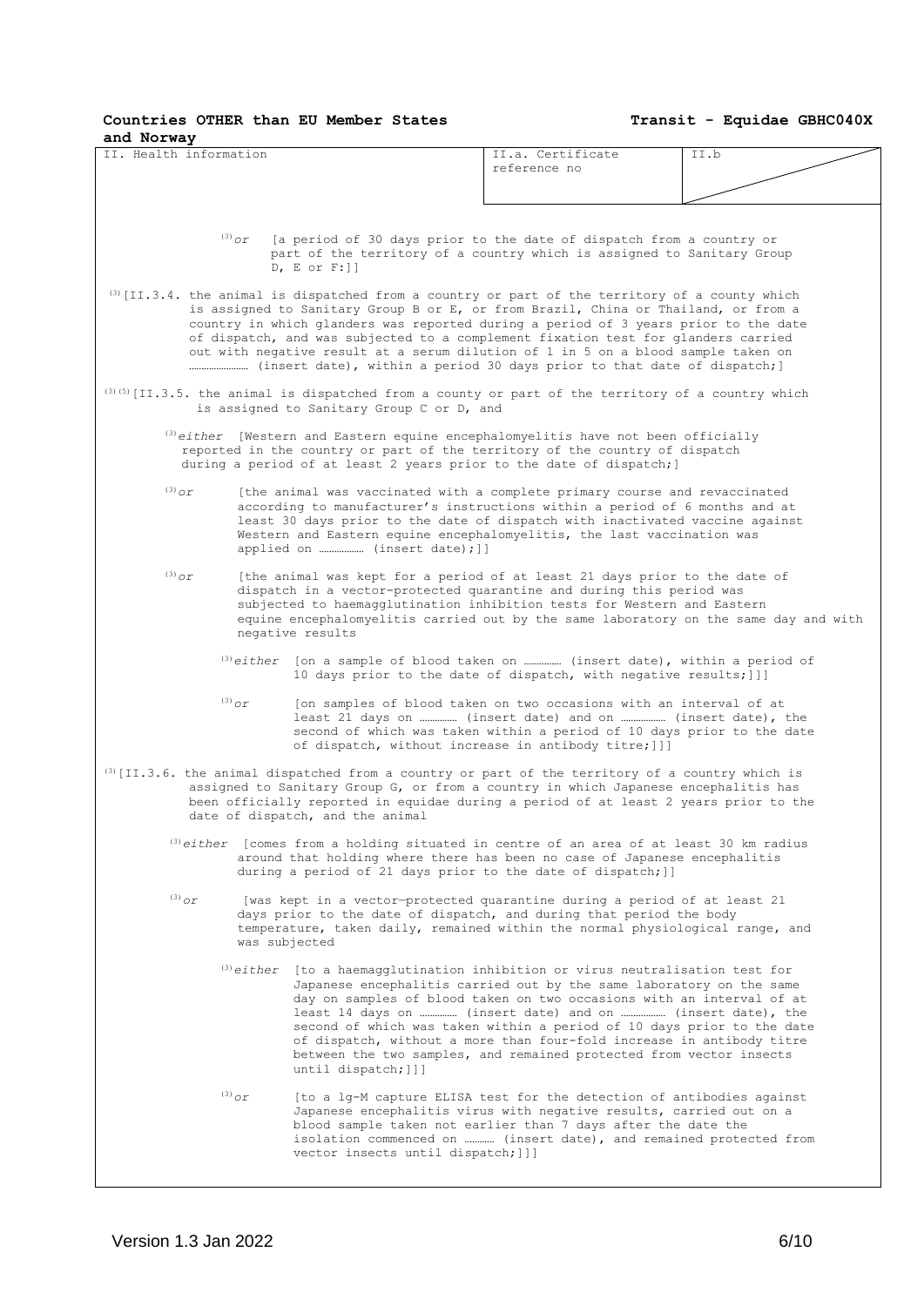| II. Health information | II.a. Certificate reference no | II.b |
|---|---|---|

(3) *or* [a period of 30 days prior to the date of dispatch from a country or part of the territory of a country which is assigned to Sanitary Group D, E or F:]]

(3) [II.3.4. the animal is dispatched from a country or part of the territory of a county which is assigned to Sanitary Group B or E, or from Brazil, China or Thailand, or from a country in which glanders was reported during a period of 3 years prior to the date of dispatch, and was subjected to a complement fixation test for glanders carried out with negative result at a serum dilution of 1 in 5 on a blood sample taken on ………………… (insert date), within a period 30 days prior to that date of dispatch;]

(3) (5) [II.3.5. the animal is dispatched from a county or part of the territory of a country which is assigned to Sanitary Group C or D, and

(3) *either* [Western and Eastern equine encephalomyelitis have not been officially reported in the country or part of the territory of the country of dispatch during a period of at least 2 years prior to the date of dispatch;]

(3) *or* [the animal was vaccinated with a complete primary course and revaccinated according to manufacturer's instructions within a period of 6 months and at least 30 days prior to the date of dispatch with inactivated vaccine against Western and Eastern equine encephalomyelitis, the last vaccination was applied on …………… (insert date);]]

(3) *or* [the animal was kept for a period of at least 21 days prior to the date of dispatch in a vector-protected quarantine and during this period was subjected to haemagglutination inhibition tests for Western and Eastern equine encephalomyelitis carried out by the same laboratory on the same day and with negative results

(3) *either* [on a sample of blood taken on ………… (insert date), within a period of 10 days prior to the date of dispatch, with negative results;]]]

(3) *or* [on samples of blood taken on two occasions with an interval of at least 21 days on ………… (insert date) and on …………… (insert date), the second of which was taken within a period of 10 days prior to the date of dispatch, without increase in antibody titre;]]]

(3) [II.3.6. the animal dispatched from a country or part of the territory of a country which is assigned to Sanitary Group G, or from a country in which Japanese encephalitis has been officially reported in equidae during a period of at least 2 years prior to the date of dispatch, and the animal

(3) *either* [comes from a holding situated in centre of an area of at least 30 km radius around that holding where there has been no case of Japanese encephalitis during a period of 21 days prior to the date of dispatch;]]

(3) *or* [was kept in a vector—protected quarantine during a period of at least 21 days prior to the date of dispatch, and during that period the body temperature, taken daily, remained within the normal physiological range, and was subjected

(3) *either* [to a haemagglutination inhibition or virus neutralisation test for Japanese encephalitis carried out by the same laboratory on the same day on samples of blood taken on two occasions with an interval of at least 14 days on ………… (insert date) and on …………… (insert date), the second of which was taken within a period of 10 days prior to the date of dispatch, without a more than four-fold increase in antibody titre between the two samples, and remained protected from vector insects until dispatch;]]]

(3) *or* [to a lg-M capture ELISA test for the detection of antibodies against Japanese encephalitis virus with negative results, carried out on a blood sample taken not earlier than 7 days after the date the isolation commenced on ……… (insert date), and remained protected from vector insects until dispatch;]]]

Version 1.3 Jan 2022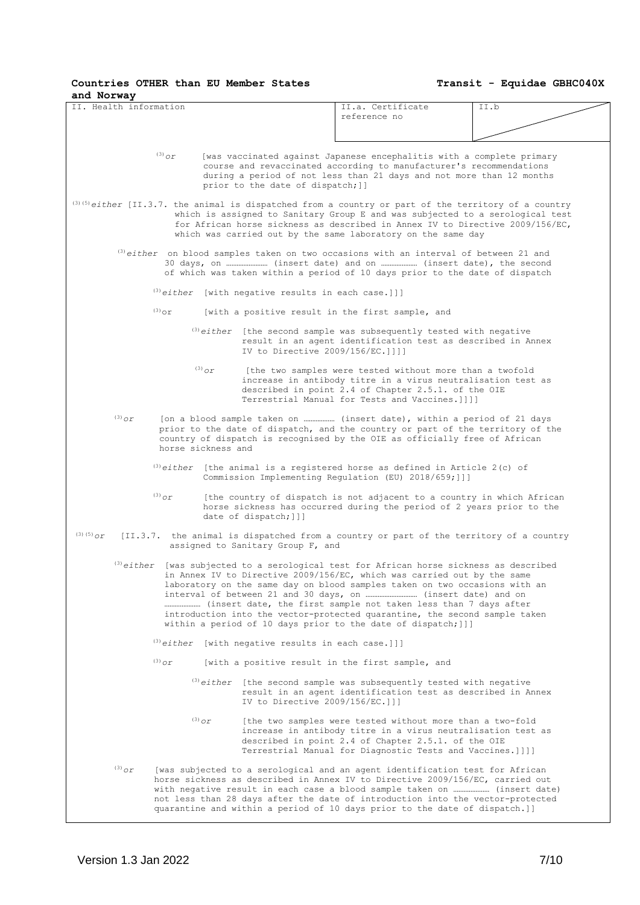| II. Health information | II.a. Certificate reference no | II.b |
|---|---|---|

[3] *or* [was vaccinated against Japanese encephalitis with a complete primary course and revaccinated according to manufacturer's recommendations during a period of not less than 21 days and not more than 12 months prior to the date of dispatch;]]

[3] [5] *either* [II.3.7. the animal is dispatched from a country or part of the territory of a country which is assigned to Sanitary Group E and was subjected to a serological test for African horse sickness as described in Annex IV to Directive 2009/156/EC, which was carried out by the same laboratory on the same day

[3] *either* on blood samples taken on two occasions with an interval of between 21 and 30 days, on ………………… (insert date) and on ……………… (insert date), the second of which was taken within a period of 10 days prior to the date of dispatch

[3] *either* [with negative results in each case.]]]

[3] or [with a positive result in the first sample, and

[3] *either* [the second sample was subsequently tested with negative result in an agent identification test as described in Annex IV to Directive 2009/156/EC.]]]]

[3] *or* [the two samples were tested without more than a twofold increase in antibody titre in a virus neutralisation test as described in point 2.4 of Chapter 2.5.1. of the OIE Terrestrial Manual for Tests and Vaccines.]]]]

[3] *or* [on a blood sample taken on …………… (insert date), within a period of 21 days prior to the date of dispatch, and the country or part of the territory of the country of dispatch is recognised by the OIE as officially free of African horse sickness and

[3] *either* [the animal is a registered horse as defined in Article 2(c) of Commission Implementing Regulation (EU) 2018/659;]]]

[3] *or* [the country of dispatch is not adjacent to a country in which African horse sickness has occurred during the period of 2 years prior to the date of dispatch;]]]

[3] [5] *or* [II.3.7. the animal is dispatched from a country or part of the territory of a country assigned to Sanitary Group F, and

[3] *either* [was subjected to a serological test for African horse sickness as described in Annex IV to Directive 2009/156/EC, which was carried out by the same laboratory on the same day on blood samples taken on two occasions with an interval of between 21 and 30 days, on ……………………… (insert date) and on ……………… (insert date, the first sample not taken less than 7 days after introduction into the vector-protected quarantine, the second sample taken within a period of 10 days prior to the date of dispatch;]]]

[3] *either* [with negative results in each case.]]]

[3] *or* [with a positive result in the first sample, and

[3] *either* [the second sample was subsequently tested with negative result in an agent identification test as described in Annex IV to Directive 2009/156/EC.]]]

[3] *or* [the two samples were tested without more than a two-fold increase in antibody titre in a virus neutralisation test as described in point 2.4 of Chapter 2.5.1. of the OIE Terrestrial Manual for Diagnostic Tests and Vaccines.]]]]

[3] *or* [was subjected to a serological and an agent identification test for African horse sickness as described in Annex IV to Directive 2009/156/EC, carried out with negative result in each case a blood sample taken on ……………… (insert date) not less than 28 days after the date of introduction into the vector-protected quarantine and within a period of 10 days prior to the date of dispatch.]]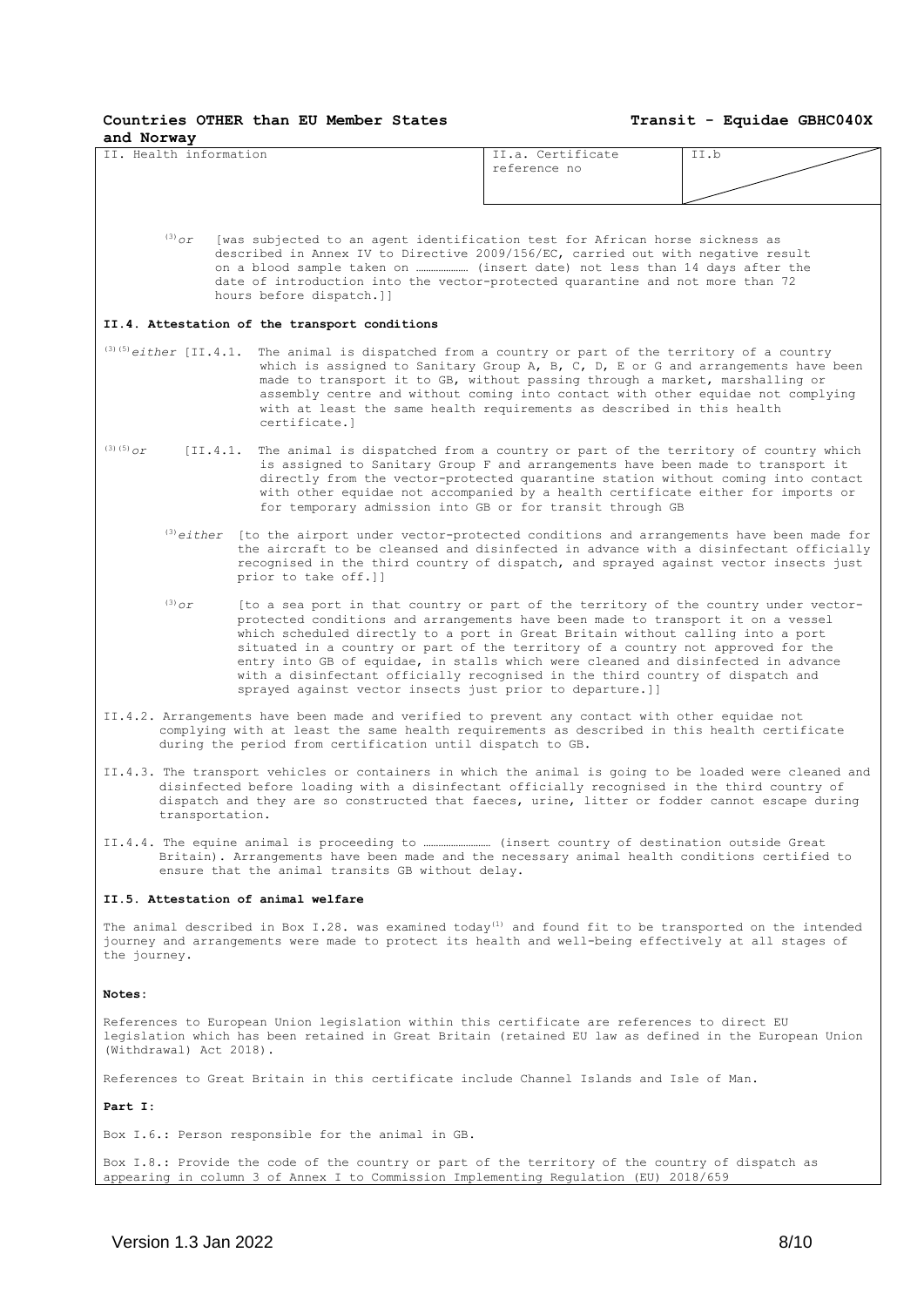**Countries OTHER than EU Member States and Norway** | **Transit - Equidae GBHC040X**

| II. Health information | II.a. Certificate reference no | II.b |
|---|---|---|

(3) *or* [was subjected to an agent identification test for African horse sickness as described in Annex IV to Directive 2009/156/EC, carried out with negative result on a blood sample taken on ……………… (insert date) not less than 14 days after the date of introduction into the vector-protected quarantine and not more than 72 hours before dispatch.]]

**II.4. Attestation of the transport conditions**

(3)(5) *either* [II.4.1. The animal is dispatched from a country or part of the territory of a country which is assigned to Sanitary Group A, B, C, D, E or G and arrangements have been made to transport it to GB, without passing through a market, marshalling or assembly centre and without coming into contact with other equidae not complying with at least the same health requirements as described in this health certificate.]

(3)(5) *or* [II.4.1. The animal is dispatched from a country or part of the territory of country which is assigned to Sanitary Group F and arrangements have been made to transport it directly from the vector-protected quarantine station without coming into contact with other equidae not accompanied by a health certificate either for imports or for temporary admission into GB or for transit through GB

(3) *either* [to the airport under vector-protected conditions and arrangements have been made for the aircraft to be cleansed and disinfected in advance with a disinfectant officially recognised in the third country of dispatch, and sprayed against vector insects just prior to take off.]]

(3) *or* [to a sea port in that country or part of the territory of the country under vector-protected conditions and arrangements have been made to transport it on a vessel which scheduled directly to a port in Great Britain without calling into a port situated in a country or part of the territory of a country not approved for the entry into GB of equidae, in stalls which were cleaned and disinfected in advance with a disinfectant officially recognised in the third country of dispatch and sprayed against vector insects just prior to departure.]]

II.4.2. Arrangements have been made and verified to prevent any contact with other equidae not complying with at least the same health requirements as described in this health certificate during the period from certification until dispatch to GB.

II.4.3. The transport vehicles or containers in which the animal is going to be loaded were cleaned and disinfected before loading with a disinfectant officially recognised in the third country of dispatch and they are so constructed that faeces, urine, litter or fodder cannot escape during transportation.

II.4.4. The equine animal is proceeding to …………………… (insert country of destination outside Great Britain). Arrangements have been made and the necessary animal health conditions certified to ensure that the animal transits GB without delay.

**II.5. Attestation of animal welfare**

The animal described in Box I.28. was examined today(1) and found fit to be transported on the intended journey and arrangements were made to protect its health and well-being effectively at all stages of the journey.

**Notes:**

References to European Union legislation within this certificate are references to direct EU legislation which has been retained in Great Britain (retained EU law as defined in the European Union (Withdrawal) Act 2018).

References to Great Britain in this certificate include Channel Islands and Isle of Man.

**Part I:**

Box I.6.: Person responsible for the animal in GB.

Box I.8.: Provide the code of the country or part of the territory of the country of dispatch as appearing in column 3 of Annex I to Commission Implementing Regulation (EU) 2018/659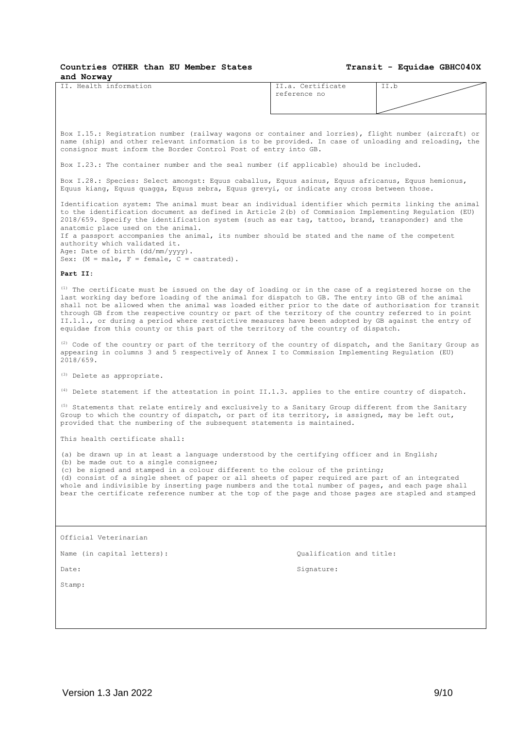Countries OTHER than EU Member States and Norway

**Transit - Equidae GBHC040X**

| II. Health information | II.a. Certificate reference no | II.b |
|---|---|---|

Box I.15.: Registration number (railway wagons or container and lorries), flight number (aircraft) or name (ship) and other relevant information is to be provided. In case of unloading and reloading, the consignor must inform the Border Control Post of entry into GB.

Box I.23.: The container number and the seal number (if applicable) should be included.

Box I.28.: Species: Select amongst: Equus caballus, Equus asinus, Equus africanus, Equus hemionus, Equus kiang, Equus quagga, Equus zebra, Equus grevyi, or indicate any cross between those.

Identification system: The animal must bear an individual identifier which permits linking the animal to the identification document as defined in Article 2(b) of Commission Implementing Regulation (EU) 2018/659. Specify the identification system (such as ear tag, tattoo, brand, transponder) and the anatomic place used on the animal.
If a passport accompanies the animal, its number should be stated and the name of the competent authority which validated it.
Age: Date of birth (dd/mm/yyyy).
Sex: (M = male, F = female, C = castrated).

**Part II**:

(1) The certificate must be issued on the day of loading or in the case of a registered horse on the last working day before loading of the animal for dispatch to GB. The entry into GB of the animal shall not be allowed when the animal was loaded either prior to the date of authorisation for transit through GB from the respective country or part of the territory of the country referred to in point II.1.1., or during a period where restrictive measures have been adopted by GB against the entry of equidae from this county or this part of the territory of the country of dispatch.

(2) Code of the country or part of the territory of the country of dispatch, and the Sanitary Group as appearing in columns 3 and 5 respectively of Annex I to Commission Implementing Regulation (EU) 2018/659.

(3) Delete as appropriate.

(4) Delete statement if the attestation in point II.1.3. applies to the entire country of dispatch.

(5) Statements that relate entirely and exclusively to a Sanitary Group different from the Sanitary Group to which the country of dispatch, or part of its territory, is assigned, may be left out, provided that the numbering of the subsequent statements is maintained.

This health certificate shall:

(a) be drawn up in at least a language understood by the certifying officer and in English;
(b) be made out to a single consignee;
(c) be signed and stamped in a colour different to the colour of the printing;
(d) consist of a single sheet of paper or all sheets of paper required are part of an integrated whole and indivisible by inserting page numbers and the total number of pages, and each page shall bear the certificate reference number at the top of the page and those pages are stapled and stamped

Official Veterinarian

Name (in capital letters): Qualification and title:

Date: Signature:

Stamp:

Version 1.3 Jan 2022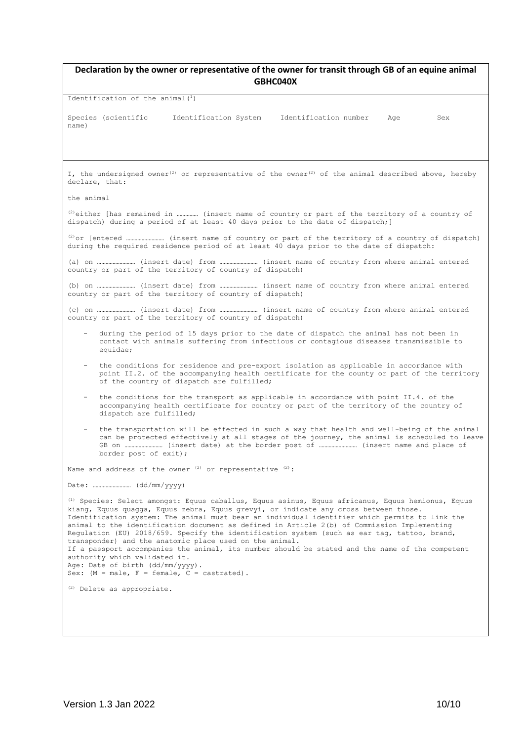# Declaration by the owner or representative of the owner for transit through GB of an equine animal GBHC040X

Identification of the animal[1]

| Species (scientific name) | Identification System | Identification number | Age | Sex |
|---|---|---|---|---|
| | | | | |

I, the undersigned owner[2] or representative of the owner[2] of the animal described above, hereby declare, that:

the animal

[2]either [has remained in …………… (insert name of country or part of the territory of a country of dispatch) during a period of at least 40 days prior to the date of dispatch;]

[2]or [entered ……………………… (insert name of country or part of the territory of a country of dispatch) during the required residence period of at least 40 days prior to the date of dispatch:

(a) on ……………………… (insert date) from ……………………… (insert name of country from where animal entered country or part of the territory of country of dispatch)

(b) on ……………………… (insert date) from ……………………… (insert name of country from where animal entered country or part of the territory of country of dispatch)

(c) on ……………………… (insert date) from ……………………… (insert name of country from where animal entered country or part of the territory of country of dispatch)

- during the period of 15 days prior to the date of dispatch the animal has not been in contact with animals suffering from infectious or contagious diseases transmissible to equidae;
- the conditions for residence and pre-export isolation as applicable in accordance with point II.2. of the accompanying health certificate for the county or part of the territory of the country of dispatch are fulfilled;
- the conditions for the transport as applicable in accordance with point II.4. of the accompanying health certificate for country or part of the territory of the country of dispatch are fulfilled;
- the transportation will be effected in such a way that health and well-being of the animal can be protected effectively at all stages of the journey, the animal is scheduled to leave GB on ……………………… (insert date) at the border post of ……………………… (insert name and place of border post of exit);

Name and address of the owner [2] or representative [2]:

Date: ……………………… (dd/mm/yyyy)

[1] Species: Select amongst: Equus caballus, Equus asinus, Equus africanus, Equus hemionus, Equus kiang, Equus quagga, Equus zebra, Equus grevyi, or indicate any cross between those.
Identification system: The animal must bear an individual identifier which permits to link the animal to the identification document as defined in Article 2(b) of Commission Implementing Regulation (EU) 2018/659. Specify the identification system (such as ear tag, tattoo, brand, transponder) and the anatomic place used on the animal.
If a passport accompanies the animal, its number should be stated and the name of the competent authority which validated it.
Age: Date of birth (dd/mm/yyyy).
Sex: (M = male, F = female, C = castrated).

[2] Delete as appropriate.